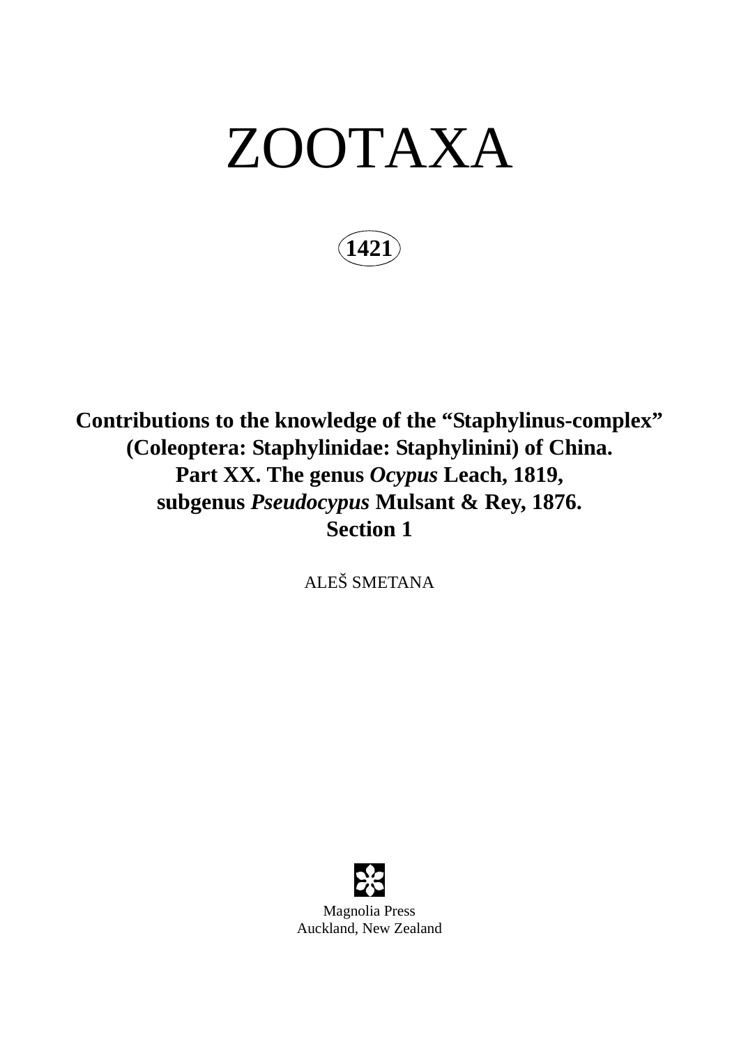# ZOOTAXA

**1421**

## Contributions to the knowledge of the "Staphylinus-complex" (Coleoptera: Staphylinidae: Staphylinini) of China. Part XX. The genus *Ocypus* Leach, 1819, subgenus *Pseudocypus* Mulsant & Rey, 1876. Section 1

ALEŠ SMETANA

Magnolia Press
Auckland, New Zealand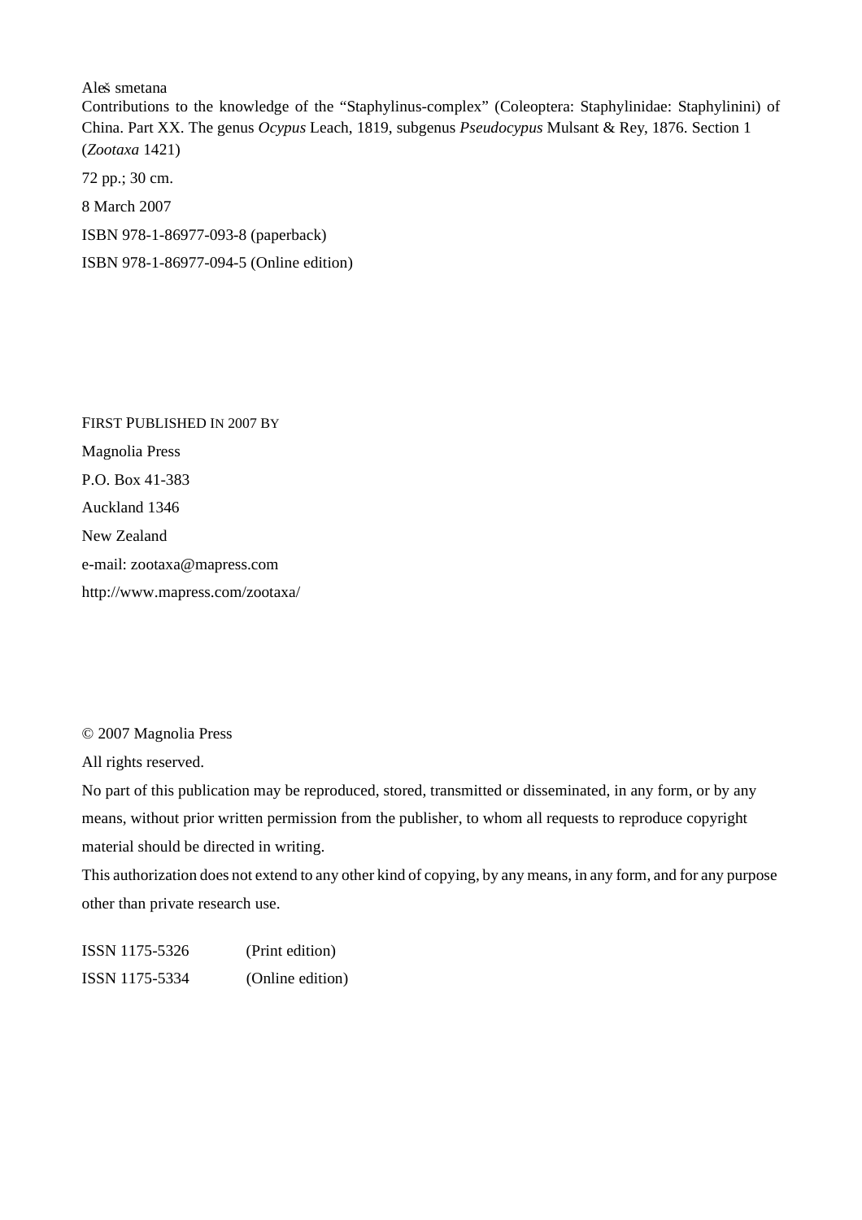Aleš smetana

Contributions to the knowledge of the “Staphylinus-complex” (Coleoptera: Staphylinidae: Staphylinini) of China. Part XX. The genus *Ocypus* Leach, 1819, subgenus *Pseudocypus* Mulsant & Rey, 1876. Section 1 (*Zootaxa* 1421)

72 pp.; 30 cm.

8 March 2007

ISBN 978-1-86977-093-8 (paperback)

ISBN 978-1-86977-094-5 (Online edition)

FIRST PUBLISHED IN 2007 BY

Magnolia Press

P.O. Box 41-383

Auckland 1346

New Zealand

e-mail: zootaxa@mapress.com

http://www.mapress.com/zootaxa/

© 2007 Magnolia Press

All rights reserved.

No part of this publication may be reproduced, stored, transmitted or disseminated, in any form, or by any means, without prior written permission from the publisher, to whom all requests to reproduce copyright material should be directed in writing.

This authorization does not extend to any other kind of copying, by any means, in any form, and for any purpose other than private research use.

ISSN 1175-5326 (Print edition)

ISSN 1175-5334 (Online edition)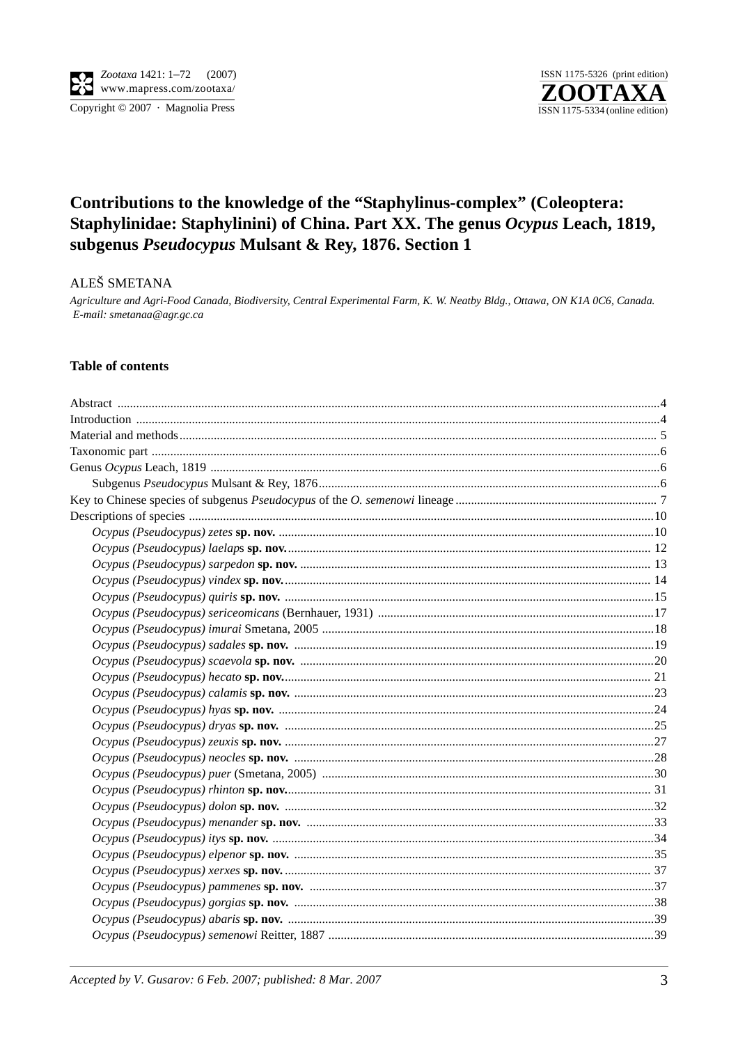Copyright © 2007 · Magnolia Press

ISSN 1175-5326 (print edition)

**ZOOTAXA**

ISSN 1175-5334 (online edition)

# Contributions to the knowledge of the "Staphylinus-complex" (Coleoptera: Staphylinidae: Staphylinini) of China. Part XX. The genus *Ocypus* Leach, 1819, subgenus *Pseudocypus* Mulsant & Rey, 1876. Section 1

ALEŠ SMETANA

*Agriculture and Agri-Food Canada, Biodiversity, Central Experimental Farm, K. W. Neatby Bldg., Ottawa, ON K1A 0C6, Canada. E-mail: smetanaa@agr.gc.ca*

## Table of contents

Abstract ....................................................................................................................................................4
Introduction ..............................................................................................................................................4
Material and methods................................................................................................................................5
Taxonomic part .........................................................................................................................................6
Genus *Ocypus* Leach, 1819 .....................................................................................................................6
Subgenus *Pseudocypus* Mulsant & Rey, 1876.......................................................................................6
Key to Chinese species of subgenus *Pseudocypus* of the *O. semenowi* lineage .......................................7
Descriptions of species ...........................................................................................................................10
*Ocypus (Pseudocypus) zetes* **sp. nov.** .....................................................................................................10
*Ocypus (Pseudocypus) laelaps* **sp. nov.** ...................................................................................................12
*Ocypus (Pseudocypus) sarpedon* **sp. nov.** ...............................................................................................13
*Ocypus (Pseudocypus) vindex* **sp. nov.** ....................................................................................................14
*Ocypus (Pseudocypus) quiris* **sp. nov.** .....................................................................................................15
*Ocypus (Pseudocypus) sericeomicans* (Bernhauer, 1931) .......................................................................17
*Ocypus (Pseudocypus) imurai* Smetana, 2005 ........................................................................................18
*Ocypus (Pseudocypus) sadales* **sp. nov.** ..................................................................................................19
*Ocypus (Pseudocypus) scaevola* **sp. nov.** ................................................................................................20
*Ocypus (Pseudocypus) hecato* **sp. nov.** ....................................................................................................21
*Ocypus (Pseudocypus) calamis* **sp. nov.** ..................................................................................................23
*Ocypus (Pseudocypus) hyas* **sp. nov.** .......................................................................................................24
*Ocypus (Pseudocypus) dryas* **sp. nov.** .....................................................................................................25
*Ocypus (Pseudocypus) zeuxis* **sp. nov.** ....................................................................................................27
*Ocypus (Pseudocypus) neocles* **sp. nov.** ..................................................................................................28
*Ocypus (Pseudocypus) puer* (Smetana, 2005) .........................................................................................30
*Ocypus (Pseudocypus) rhinton* **sp. nov.** ...................................................................................................31
*Ocypus (Pseudocypus) dolon* **sp. nov.** .....................................................................................................32
*Ocypus (Pseudocypus) menander* **sp. nov.** ..............................................................................................33
*Ocypus (Pseudocypus) itys* **sp. nov.** .........................................................................................................34
*Ocypus (Pseudocypus) elpenor* **sp. nov.** ..................................................................................................35
*Ocypus (Pseudocypus) xerxes* **sp. nov.** ....................................................................................................37
*Ocypus (Pseudocypus) pammenes* **sp. nov.** .............................................................................................37
*Ocypus (Pseudocypus) gorgias* **sp. nov.** ..................................................................................................38
*Ocypus (Pseudocypus) abaris* **sp. nov.** ....................................................................................................39
*Ocypus (Pseudocypus) semenowi* Reitter, 1887 .......................................................................................39

*Accepted by V. Gusarov: 6 Feb. 2007; published: 8 Mar. 2007*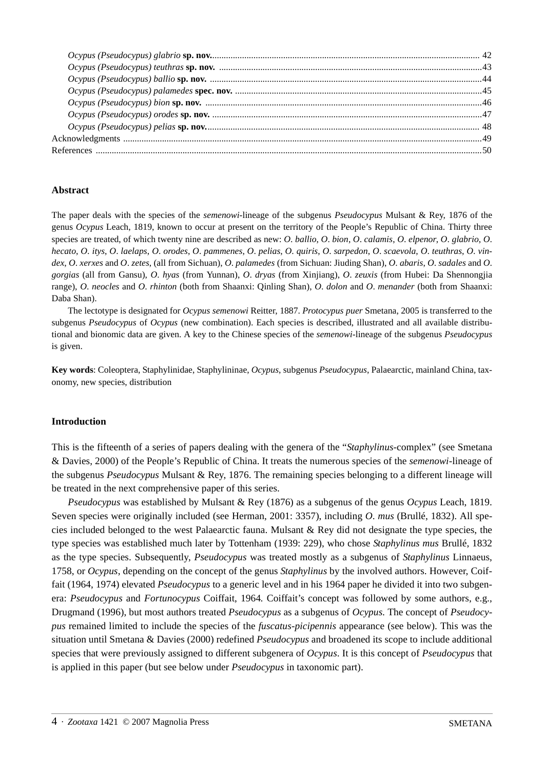*Ocypus (Pseudocypus) glabrio* **sp. nov.** ..................................................................................................................... 42
*Ocypus (Pseudocypus) teuthras* **sp. nov.** ..................................................................................................................43
*Ocypus (Pseudocypus) ballio* **sp. nov.** ......................................................................................................................44
*Ocypus (Pseudocypus) palamedes* **spec. nov.** ............................................................................................................45
*Ocypus (Pseudocypus) bion* **sp. nov.** ........................................................................................................................46
*Ocypus (Pseudocypus) orodes* **sp. nov.** .....................................................................................................................47
*Ocypus (Pseudocypus) pelias* **sp. nov.**....................................................................................................................... 48
Acknowledgments ...........................................................................................................................................................49
References .......................................................................................................................................................................50

## Abstract

The paper deals with the species of the *semenowi*-lineage of the subgenus *Pseudocypus* Mulsant & Rey, 1876 of the genus *Ocypus* Leach, 1819, known to occur at present on the territory of the People's Republic of China. Thirty three species are treated, of which twenty nine are described as new: *O. ballio*, *O. bion*, *O. calamis*, *O. elpenor*, *O. glabrio*, *O. hecato*, *O. itys*, *O. laelaps*, *O. orodes*, *O. pammenes*, *O. pelias*, *O. quiris*, *O. sarpedon*, *O. scaevola*, *O. teuthras*, *O. vindex*, *O. xerxes* and *O. zetes*, (all from Sichuan), *O. palamedes* (from Sichuan: Jiuding Shan), *O. abaris*, *O. sadales* and *O. gorgias* (all from Gansu), *O. hyas* (from Yunnan), *O. dryas* (from Xinjiang), *O. zeuxis* (from Hubei: Da Shennongjia range), *O. neocles* and *O. rhinton* (both from Shaanxi: Qinling Shan), *O. dolon* and *O. menander* (both from Shaanxi: Daba Shan).

The lectotype is designated for *Ocypus semenowi* Reitter, 1887. *Protocypus puer* Smetana, 2005 is transferred to the subgenus *Pseudocypus* of *Ocypus* (new combination). Each species is described, illustrated and all available distributional and bionomic data are given. A key to the Chinese species of the *semenowi*-lineage of the subgenus *Pseudocypus* is given.

**Key words**: Coleoptera, Staphylinidae, Staphylininae, *Ocypus*, subgenus *Pseudocypus*, Palaearctic, mainland China, taxonomy, new species, distribution

## Introduction

This is the fifteenth of a series of papers dealing with the genera of the "*Staphylinus*-complex" (see Smetana & Davies, 2000) of the People's Republic of China. It treats the numerous species of the *semenowi*-lineage of the subgenus *Pseudocypus* Mulsant & Rey, 1876. The remaining species belonging to a different lineage will be treated in the next comprehensive paper of this series.

*Pseudocypus* was established by Mulsant & Rey (1876) as a subgenus of the genus *Ocypus* Leach, 1819. Seven species were originally included (see Herman, 2001: 3357), including *O. mus* (Brullé, 1832). All species included belonged to the west Palaearctic fauna. Mulsant & Rey did not designate the type species, the type species was established much later by Tottenham (1939: 229), who chose *Staphylinus mus* Brullé, 1832 as the type species. Subsequently, *Pseudocypus* was treated mostly as a subgenus of *Staphylinus* Linnaeus, 1758, or *Ocypus*, depending on the concept of the genus *Staphylinus* by the involved authors. However, Coiffait (1964, 1974) elevated *Pseudocypus* to a generic level and in his 1964 paper he divided it into two subgenera: *Pseudocypus* and *Fortunocypus* Coiffait, 1964*.* Coiffait's concept was followed by some authors, e.g., Drugmand (1996), but most authors treated *Pseudocypus* as a subgenus of *Ocypus.* The concept of *Pseudocypus* remained limited to include the species of the *fuscatus-picipennis* appearance (see below). This was the situation until Smetana & Davies (2000) redefined *Pseudocypus* and broadened its scope to include additional species that were previously assigned to different subgenera of *Ocypus*. It is this concept of *Pseudocypus* that is applied in this paper (but see below under *Pseudocypus* in taxonomic part).